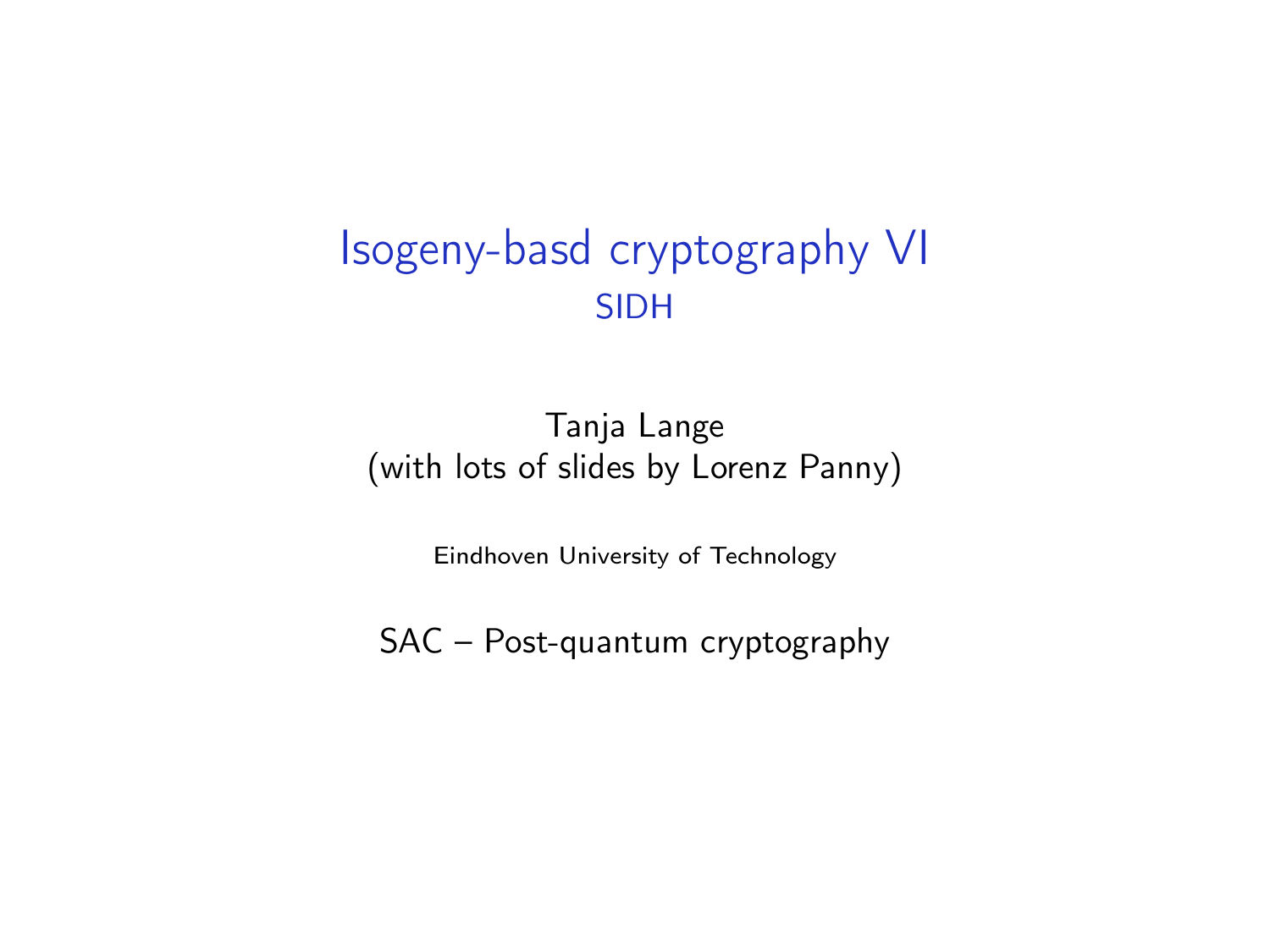# Isogeny-basd cryptography VI

## SIDH

Tanja Lange
(with lots of slides by Lorenz Panny)

Eindhoven University of Technology

SAC – Post-quantum cryptography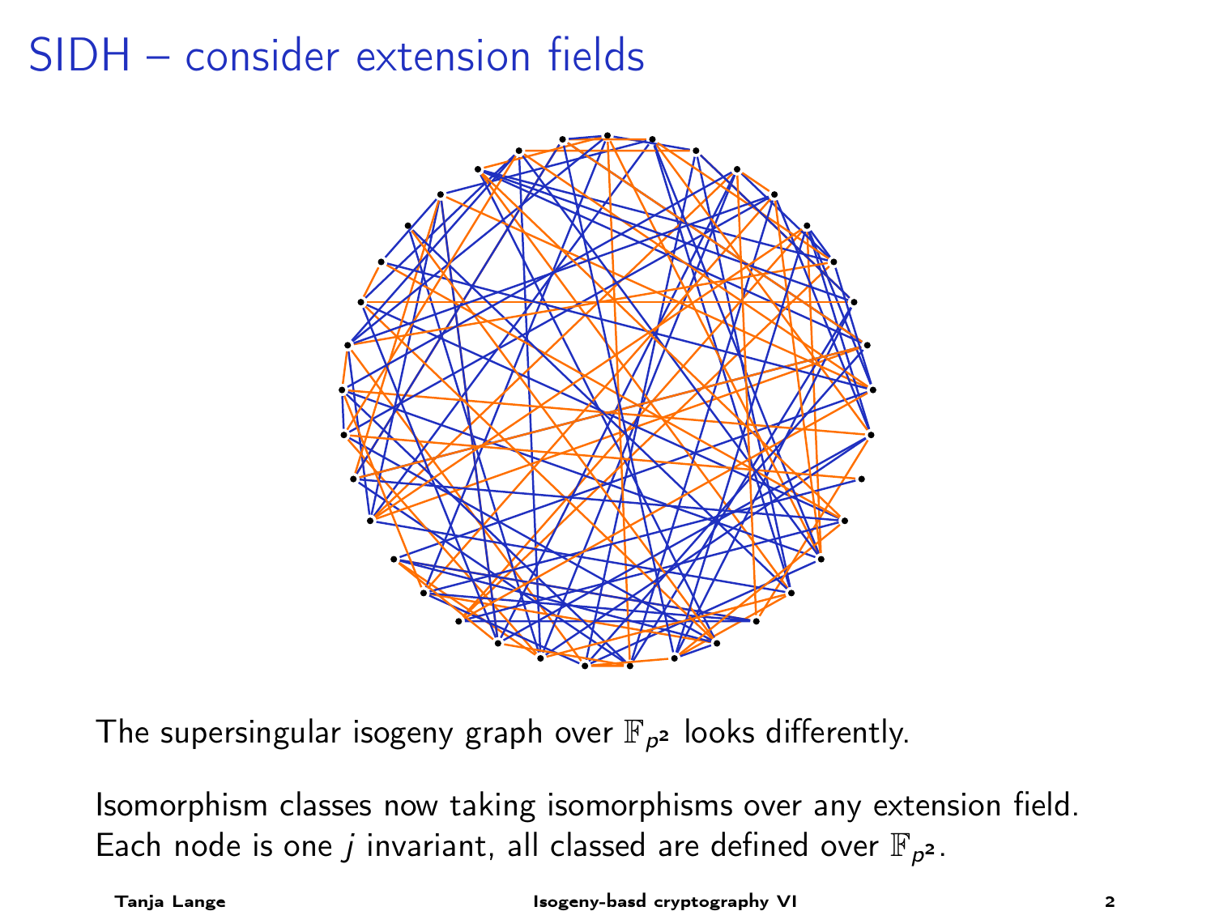# SIDH – consider extension fields

The supersingular isogeny graph over $\mathbb{F}_{p^2}$ looks differently.

Isomorphism classes now taking isomorphisms over any extension field.
Each node is one $j$ invariant, all classed are defined over $\mathbb{F}_{p^2}$.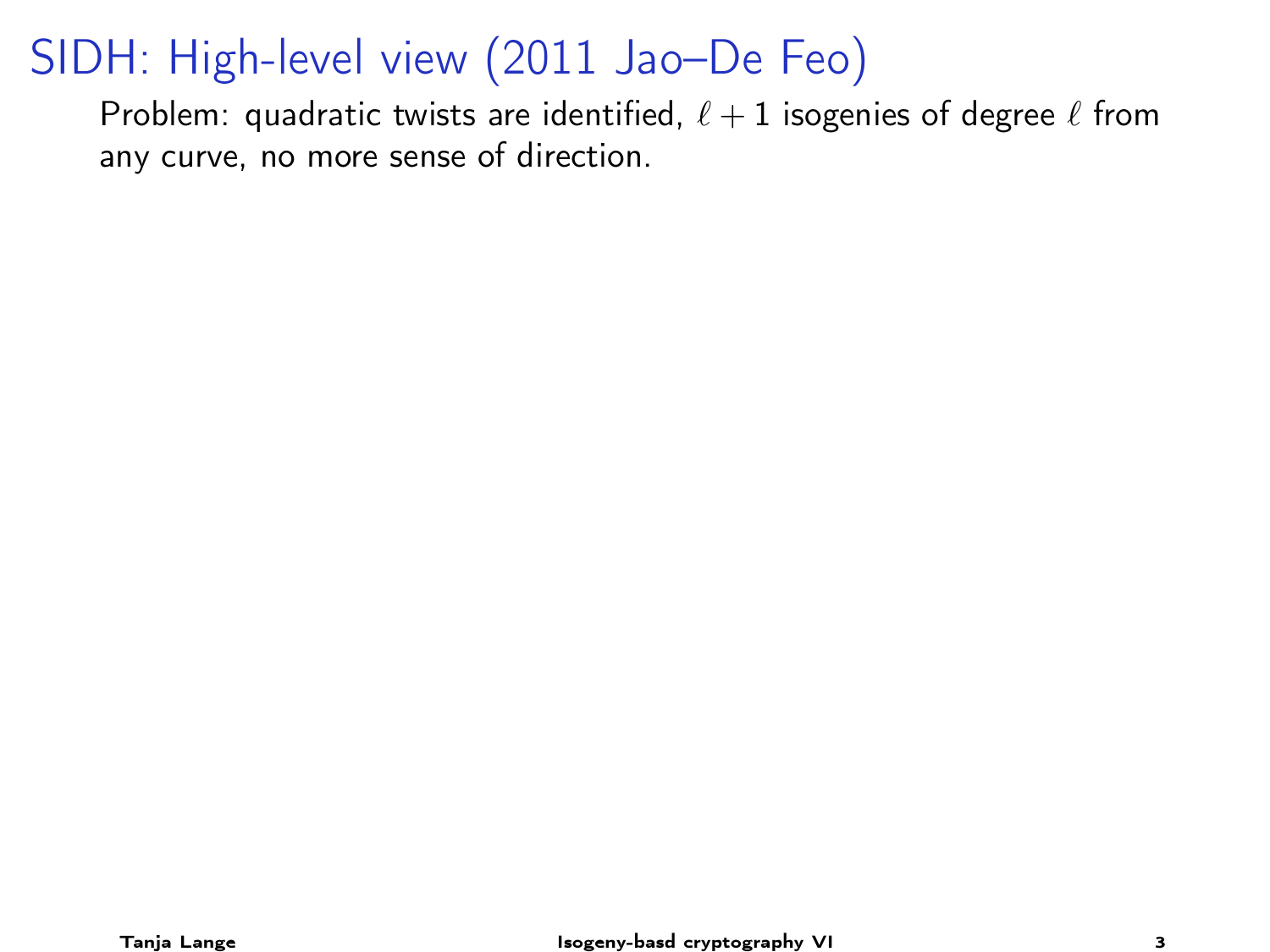# SIDH: High-level view (2011 Jao–De Feo)

Problem: quadratic twists are identified, $\ell + 1$ isogenies of degree $\ell$ from any curve, no more sense of direction.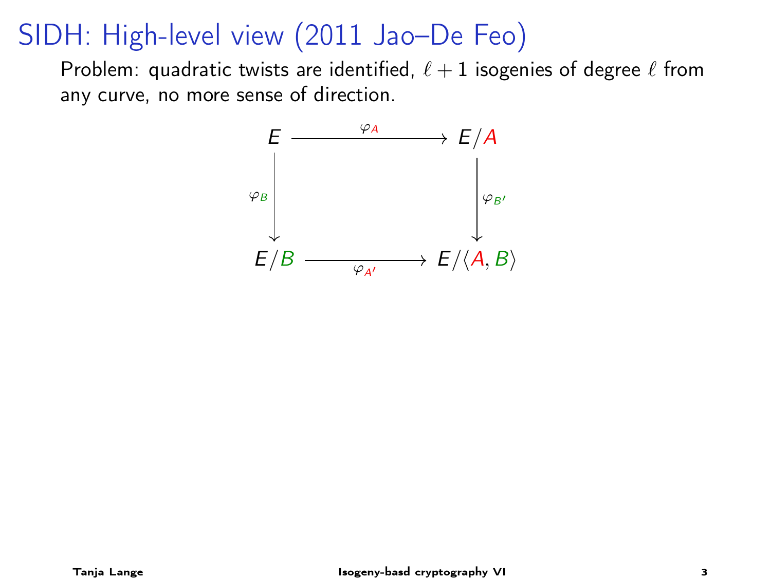# SIDH: High-level view (2011 Jao–De Feo)

Problem: quadratic twists are identified, $\ell + 1$ isogenies of degree $\ell$ from any curve, no more sense of direction.

$$
\begin{array}{ccc}
E & \xrightarrow{\varphi_A} & E/A \\
\downarrow{\scriptstyle \varphi_B} & & \downarrow{\scriptstyle \varphi_{B'}} \\
E/B & \xrightarrow[\varphi_{A'}]{} & E/\langle A, B \rangle
\end{array}
$$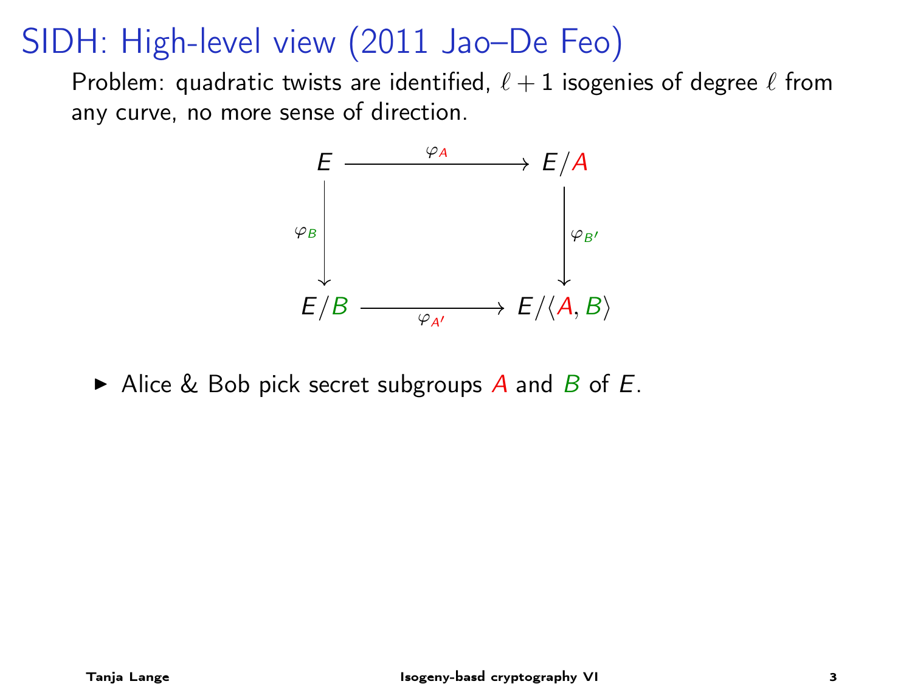# SIDH: High-level view (2011 Jao–De Feo)

Problem: quadratic twists are identified, $\ell + 1$ isogenies of degree $\ell$ from any curve, no more sense of direction.

$$
\begin{array}{ccc}
E & \xrightarrow{\varphi_A} & E/A \\
\downarrow{\scriptstyle \varphi_B} & & \downarrow{\scriptstyle \varphi_{B'}} \\
E/B & \xrightarrow[\varphi_{A'}]{} & E/\langle A, B \rangle
\end{array}
$$

- Alice & Bob pick secret subgroups $A$ and $B$ of $E$.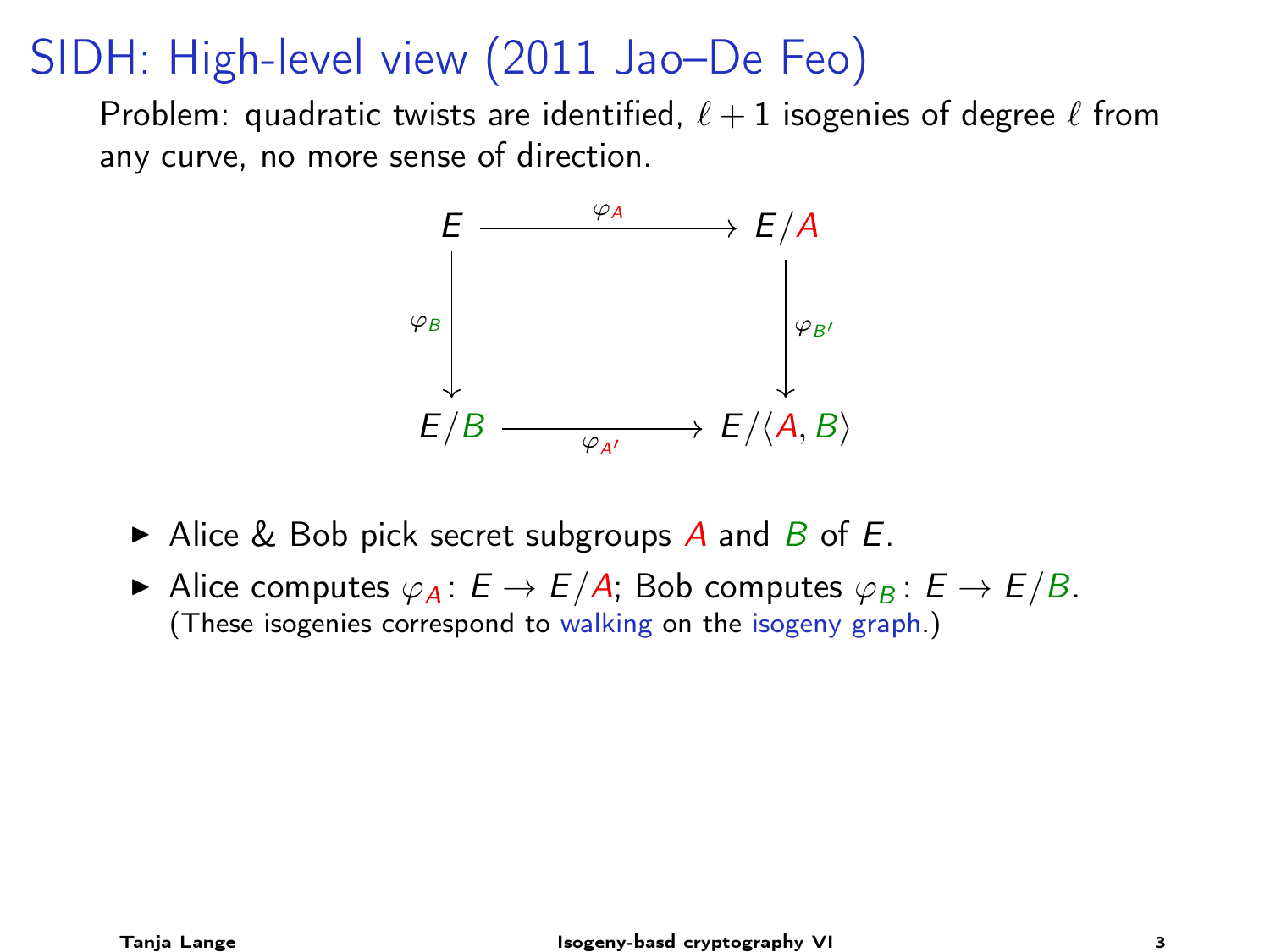# SIDH: High-level view (2011 Jao–De Feo)

Problem: quadratic twists are identified, $\ell + 1$ isogenies of degree $\ell$ from any curve, no more sense of direction.

$$
\begin{array}{ccc}
E & \xrightarrow{\varphi_A} & E/A \\
\downarrow \varphi_B & & \downarrow \varphi_{B'} \\
E/B & \xrightarrow[\varphi_{A'}]{} & E/\langle A, B \rangle
\end{array}
$$

- Alice & Bob pick secret subgroups $A$ and $B$ of $E$.
- Alice computes $\varphi_A \colon E \to E/A$; Bob computes $\varphi_B \colon E \to E/B$.
  (These isogenies correspond to walking on the isogeny graph.)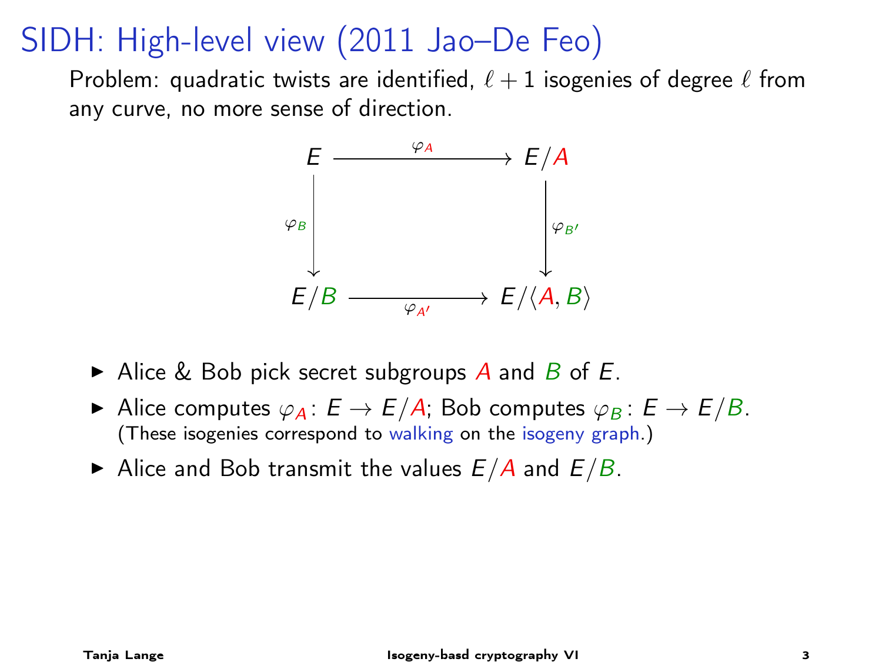# SIDH: High-level view (2011 Jao–De Feo)

Problem: quadratic twists are identified, $\ell + 1$ isogenies of degree $\ell$ from any curve, no more sense of direction.

$$
\begin{array}{ccc}
E & \xrightarrow{\varphi_A} & E/A \\
\downarrow \varphi_B & & \downarrow \varphi_{B'} \\
E/B & \xrightarrow{\varphi_{A'}} & E/\langle A, B\rangle
\end{array}
$$

- Alice & Bob pick secret subgroups $A$ and $B$ of $E$.
- Alice computes $\varphi_A \colon E \to E/A$; Bob computes $\varphi_B \colon E \to E/B$.
  (These isogenies correspond to walking on the isogeny graph.)
- Alice and Bob transmit the values $E/A$ and $E/B$.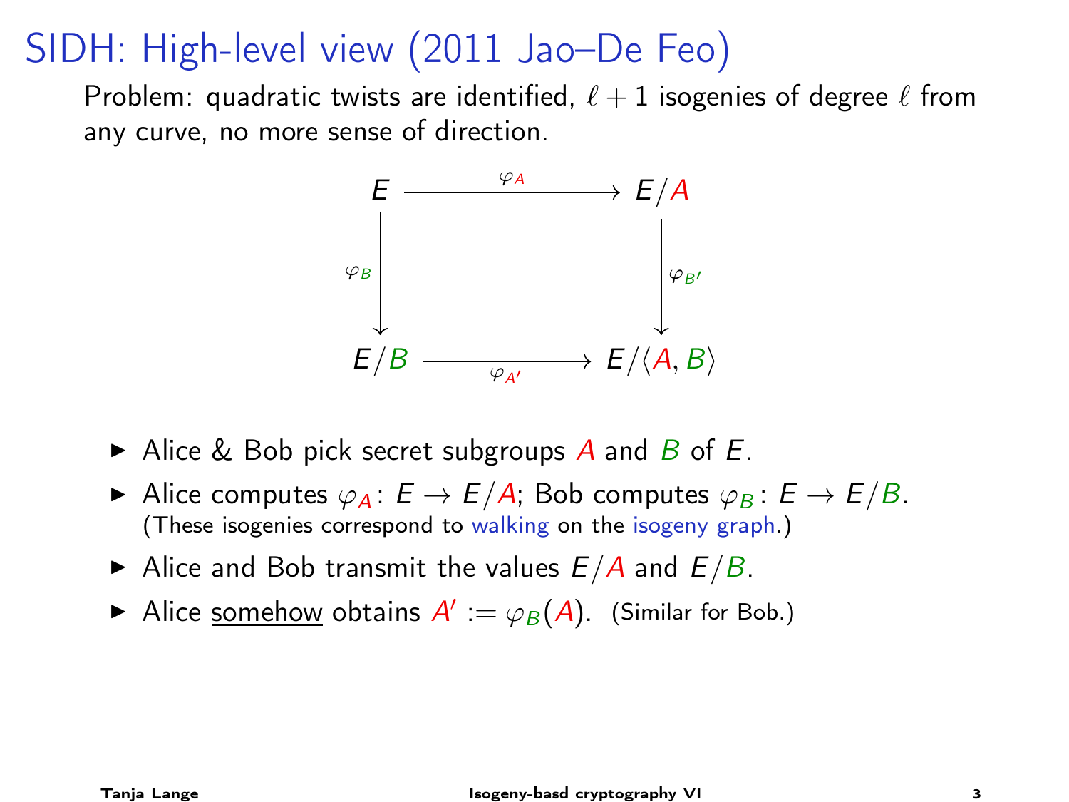# SIDH: High-level view (2011 Jao–De Feo)

Problem: quadratic twists are identified, $\ell + 1$ isogenies of degree $\ell$ from any curve, no more sense of direction.

$$
\begin{array}{ccc}
E & \xrightarrow{\quad \varphi_A \quad} & E/A \\
{\scriptstyle \varphi_B}\big\downarrow & & \big\downarrow{\scriptstyle \varphi_{B'}} \\
E/B & \xrightarrow[\quad \varphi_{A'} \quad]{} & E/\langle A, B \rangle
\end{array}
$$

- Alice & Bob pick secret subgroups $A$ and $B$ of $E$.
- Alice computes $\varphi_A \colon E \to E/A$; Bob computes $\varphi_B \colon E \to E/B$.
  (These isogenies correspond to walking on the isogeny graph.)
- Alice and Bob transmit the values $E/A$ and $E/B$.
- Alice somehow obtains $A' := \varphi_B(A)$. (Similar for Bob.)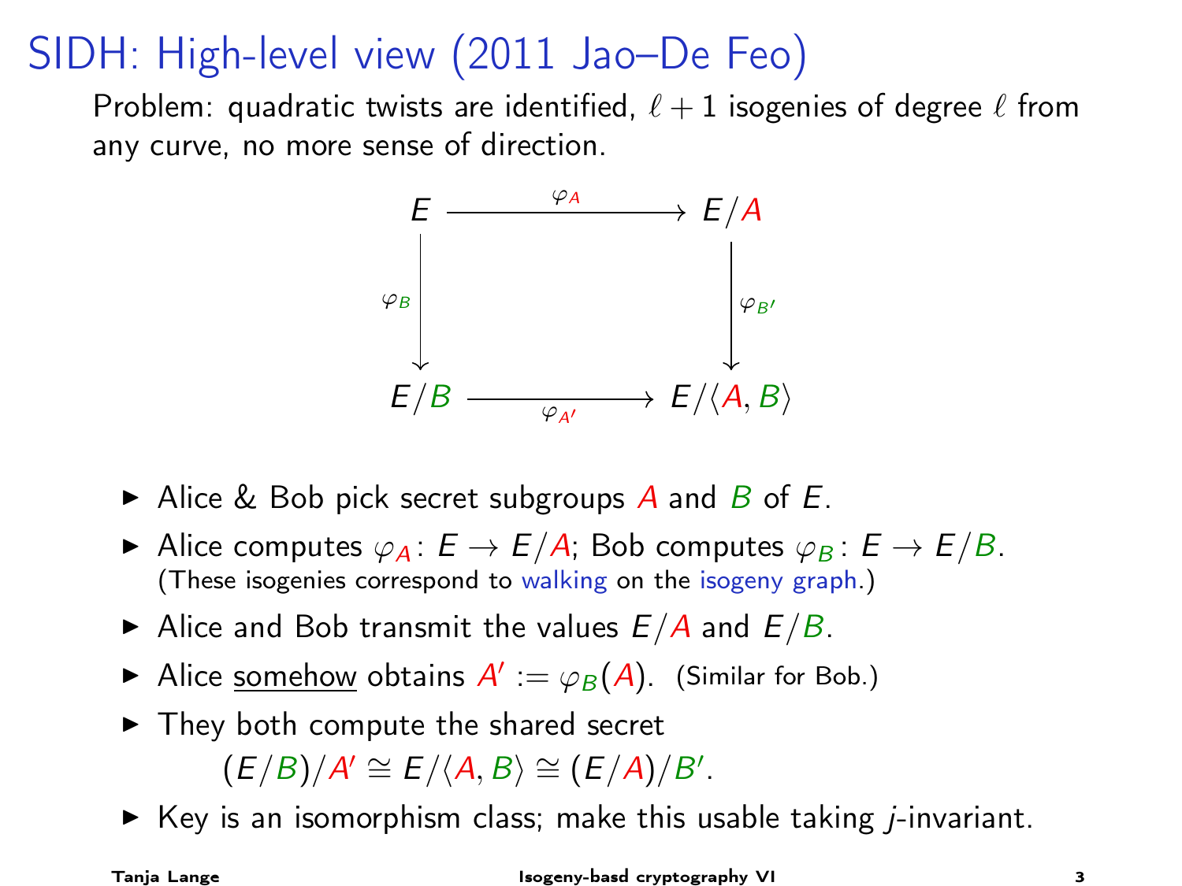# SIDH: High-level view (2011 Jao–De Feo)

Problem: quadratic twists are identified, $\ell + 1$ isogenies of degree $\ell$ from any curve, no more sense of direction.

$$
\begin{array}{ccc}
E & \xrightarrow{\varphi_A} & E/A \\
{\scriptstyle \varphi_B}\downarrow & & \downarrow{\scriptstyle \varphi_{B'}} \\
E/B & \xrightarrow[\varphi_{A'}]{} & E/\langle A, B\rangle
\end{array}
$$

- Alice & Bob pick secret subgroups $A$ and $B$ of $E$.
- Alice computes $\varphi_A \colon E \to E/A$; Bob computes $\varphi_B \colon E \to E/B$.
  (These isogenies correspond to walking on the isogeny graph.)
- Alice and Bob transmit the values $E/A$ and $E/B$.
- Alice somehow obtains $A' := \varphi_B(A)$. (Similar for Bob.)
- They both compute the shared secret
  $$(E/B)/A' \cong E/\langle A, B\rangle \cong (E/A)/B'.$$
- Key is an isomorphism class; make this usable taking $j$-invariant.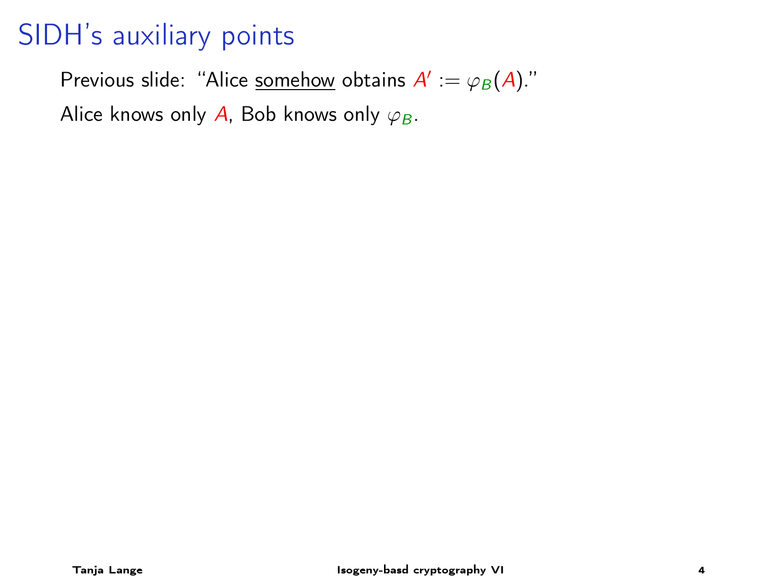# SIDH's auxiliary points

Previous slide: "Alice somehow obtains $A' := \varphi_B(A)$."

Alice knows only $A$, Bob knows only $\varphi_B$.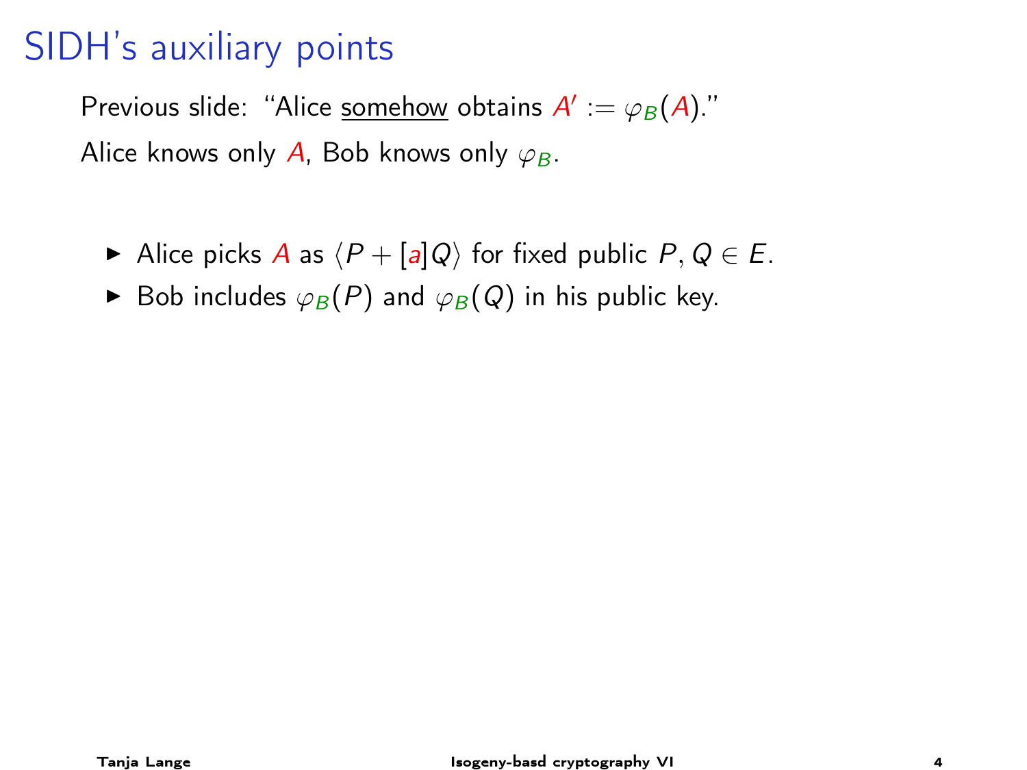# SIDH's auxiliary points

Previous slide: "Alice somehow obtains $A' := \varphi_B(A)$."

Alice knows only $A$, Bob knows only $\varphi_B$.

- Alice picks $A$ as $\langle P + [a]Q \rangle$ for fixed public $P, Q \in E$.
- Bob includes $\varphi_B(P)$ and $\varphi_B(Q)$ in his public key.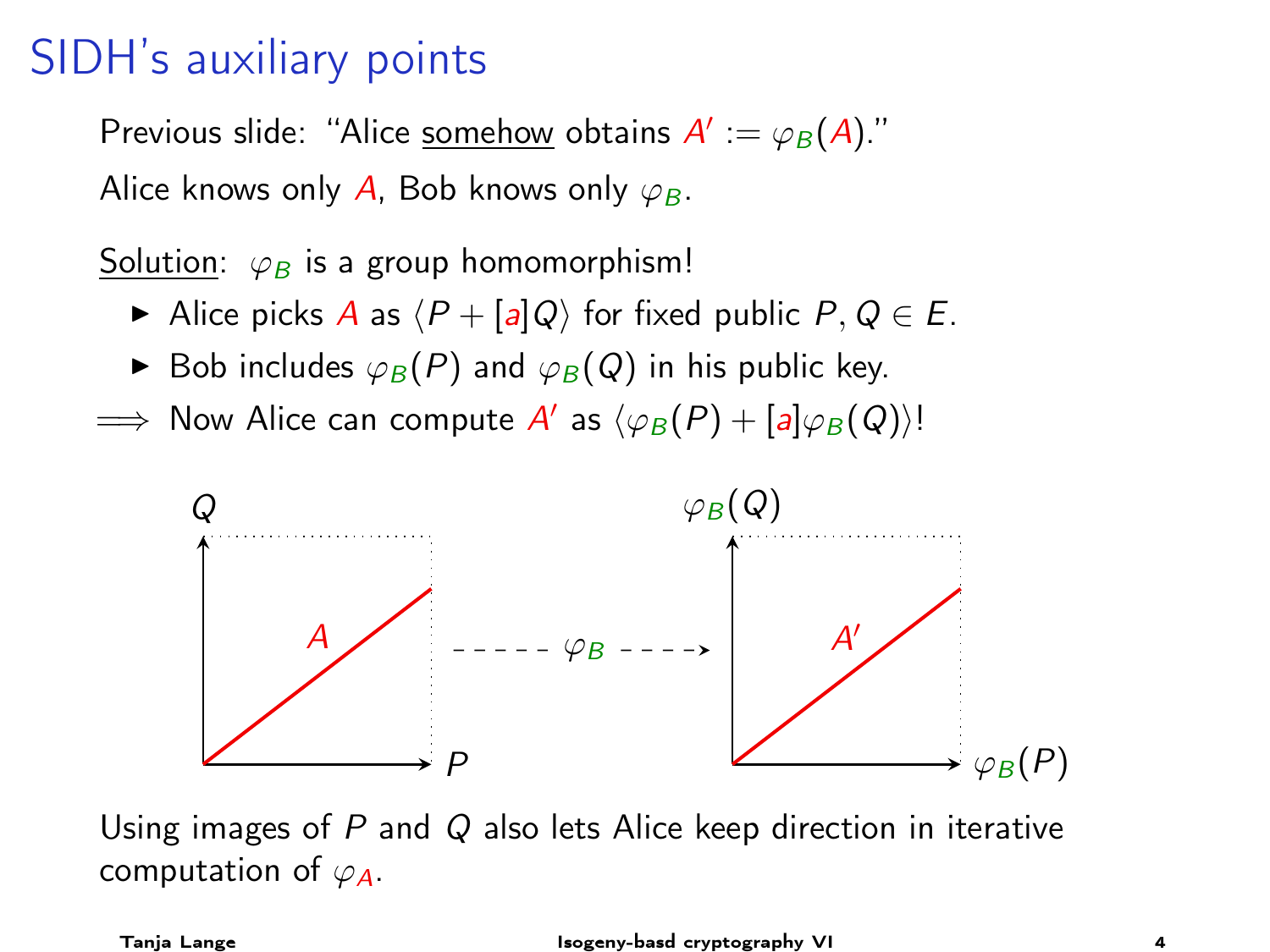# SIDH's auxiliary points

Previous slide: "Alice <u>somehow</u> obtains $A' := \varphi_B(A)$."

Alice knows only $A$, Bob knows only $\varphi_B$.

<u>Solution</u>: $\varphi_B$ is a group homomorphism!

- Alice picks $A$ as $\langle P + [a]Q \rangle$ for fixed public $P, Q \in E$.
- Bob includes $\varphi_B(P)$ and $\varphi_B(Q)$ in his public key.

$\Longrightarrow$ Now Alice can compute $A'$ as $\langle \varphi_B(P) + [a]\varphi_B(Q) \rangle$!

Using images of $P$ and $Q$ also lets Alice keep direction in iterative computation of $\varphi_A$.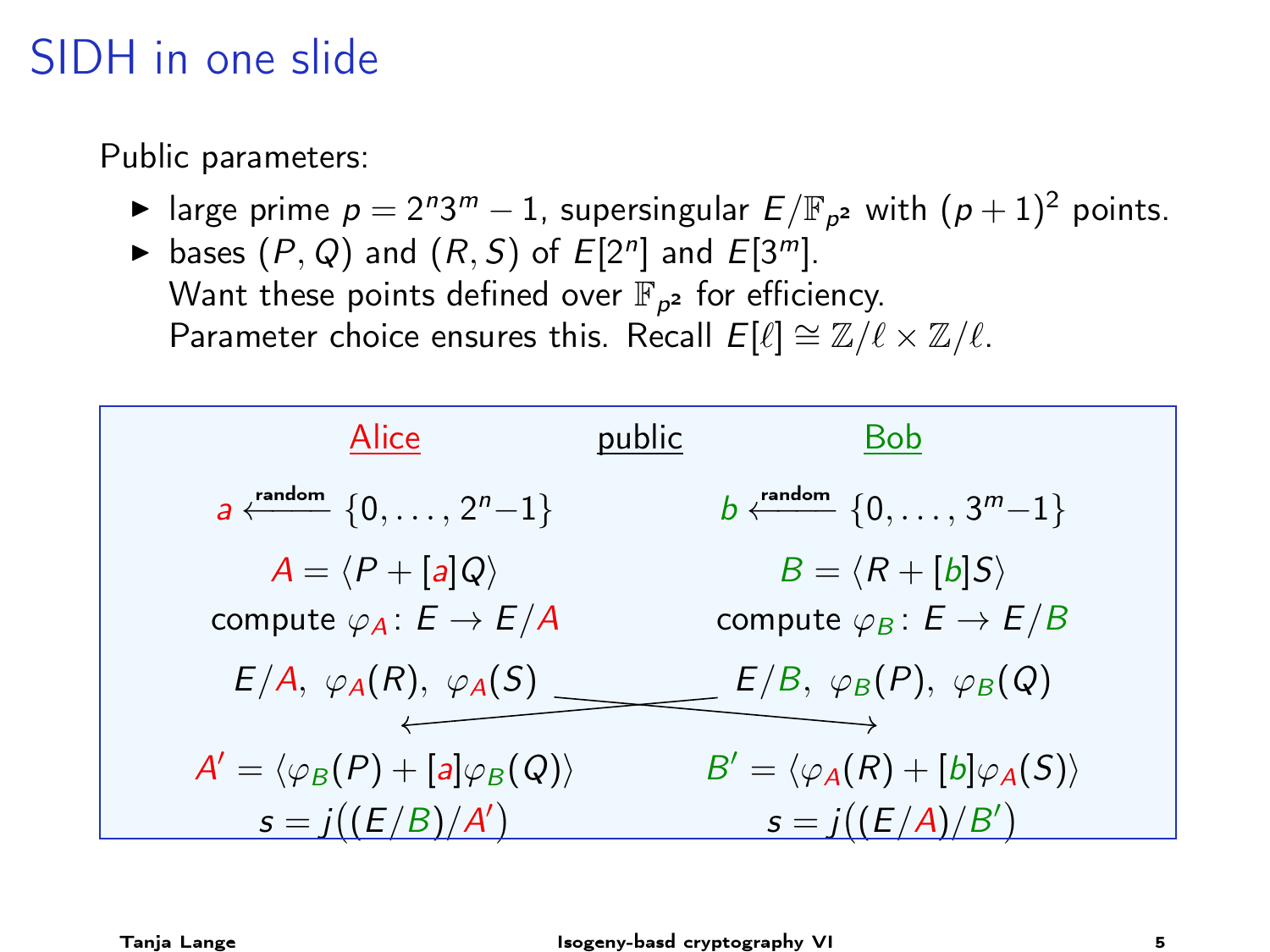# SIDH in one slide

Public parameters:

- large prime $p = 2^n 3^m - 1$, supersingular $E/\mathbb{F}_{p^2}$ with $(p+1)^2$ points.
- bases $(P, Q)$ and $(R, S)$ of $E[2^n]$ and $E[3^m]$.
  Want these points defined over $\mathbb{F}_{p^2}$ for efficiency.
  Parameter choice ensures this. Recall $E[\ell] \cong \mathbb{Z}/\ell \times \mathbb{Z}/\ell$.

| Alice | public | Bob |
|---|---|---|
| $a \xleftarrow{\text{random}} \{0, \ldots, 2^n - 1\}$ | | $b \xleftarrow{\text{random}} \{0, \ldots, 3^m - 1\}$ |
| $A = \langle P + [a]Q \rangle$ | | $B = \langle R + [b]S \rangle$ |
| compute $\varphi_A \colon E \to E/A$ | | compute $\varphi_B \colon E \to E/B$ |
| $E/A,\ \varphi_A(R),\ \varphi_A(S)$ | → sent to Bob / ← sent to Alice | $E/B,\ \varphi_B(P),\ \varphi_B(Q)$ |
| $A' = \langle \varphi_B(P) + [a]\varphi_B(Q) \rangle$ | | $B' = \langle \varphi_A(R) + [b]\varphi_A(S) \rangle$ |
| $s = j\big((E/B)/A'\big)$ | | $s = j\big((E/A)/B'\big)$ |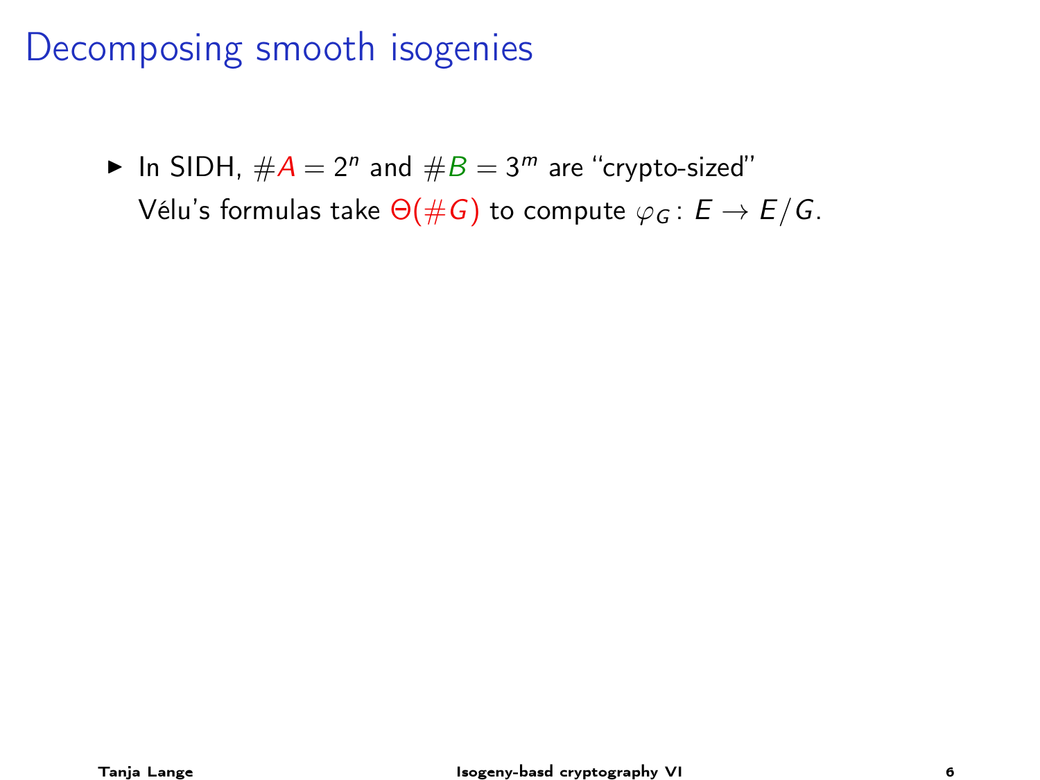# Decomposing smooth isogenies

- In SIDH, $\#A = 2^n$ and $\#B = 3^m$ are "crypto-sized"
  Vélu's formulas take $\Theta(\#G)$ to compute $\varphi_G \colon E \to E/G$.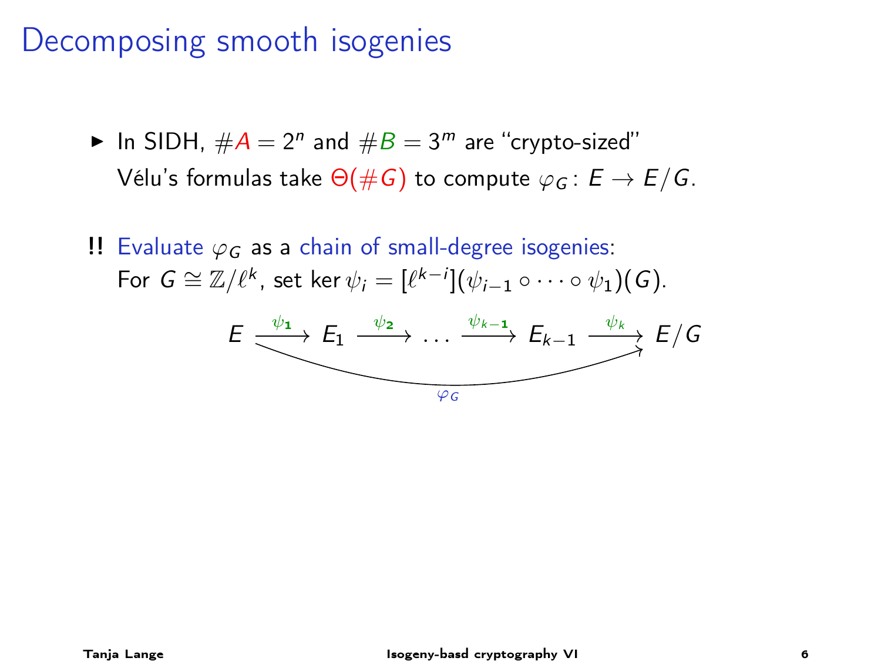# Decomposing smooth isogenies

- In SIDH, $\#A = 2^n$ and $\#B = 3^m$ are "crypto-sized"
  Vélu's formulas take $\Theta(\#G)$ to compute $\varphi_G \colon E \to E/G$.

**!!** Evaluate $\varphi_G$ as a chain of small-degree isogenies:
For $G \cong \mathbb{Z}/\ell^k$, set $\ker \psi_i = [\ell^{k-i}](\psi_{i-1} \circ \cdots \circ \psi_1)(G)$.

$$E \xrightarrow{\psi_1} E_1 \xrightarrow{\psi_2} \ldots \xrightarrow{\psi_{k-1}} E_{k-1} \xrightarrow{\psi_k} E/G$$

(with $\varphi_G \colon E \to E/G$ the composition of the chain)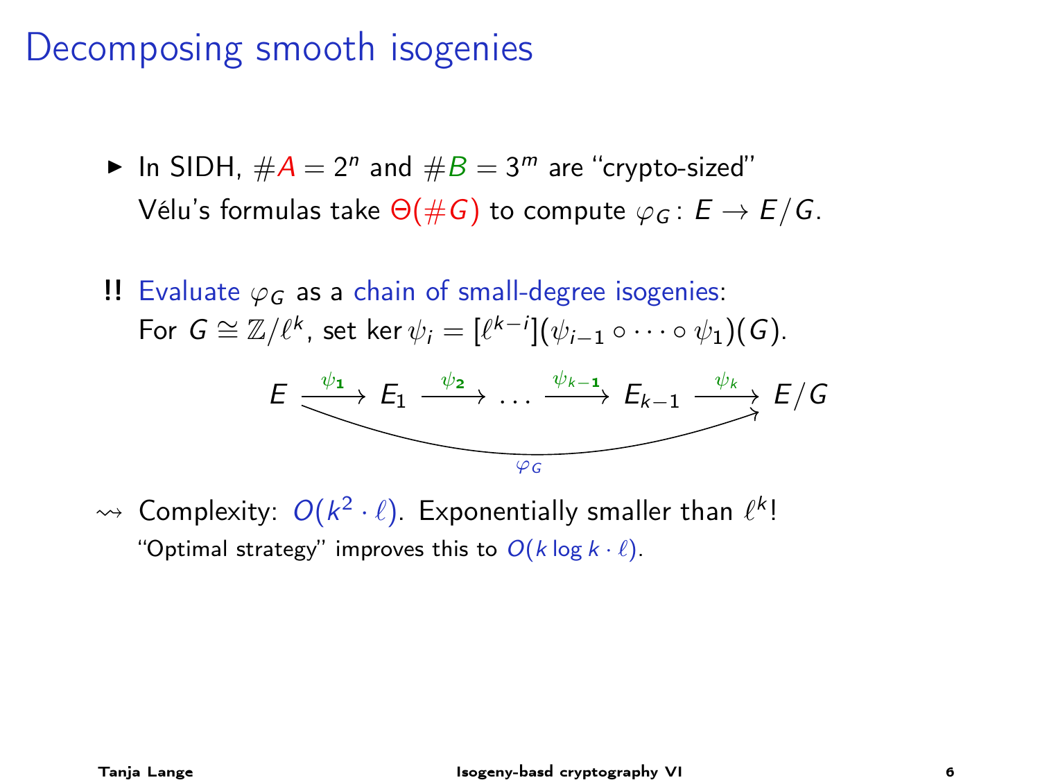# Decomposing smooth isogenies

- In SIDH, $\#A = 2^n$ and $\#B = 3^m$ are "crypto-sized"
  Vélu's formulas take $\Theta(\#G)$ to compute $\varphi_G \colon E \to E/G$.

!! Evaluate $\varphi_G$ as a chain of small-degree isogenies:
For $G \cong \mathbb{Z}/\ell^k$, set $\ker \psi_i = [\ell^{k-i}](\psi_{i-1} \circ \cdots \circ \psi_1)(G)$.

$$E \xrightarrow{\psi_1} E_1 \xrightarrow{\psi_2} \ldots \xrightarrow{\psi_{k-1}} E_{k-1} \xrightarrow{\psi_k} E/G$$

with $\varphi_G \colon E \to E/G$ being the composition.

$\rightsquigarrow$ Complexity: $O(k^2 \cdot \ell)$. Exponentially smaller than $\ell^k$!
"Optimal strategy" improves this to $O(k \log k \cdot \ell)$.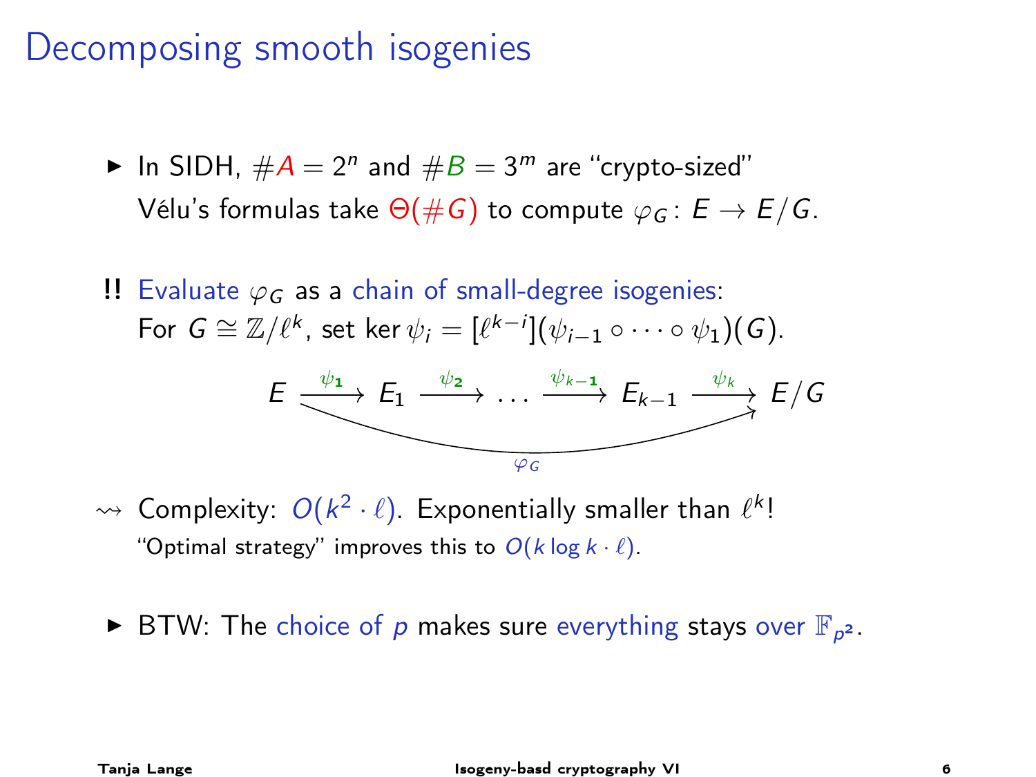# Decomposing smooth isogenies

- In SIDH, $\#A = 2^n$ and $\#B = 3^m$ are "crypto-sized"
  Vélu's formulas take $\Theta(\#G)$ to compute $\varphi_G \colon E \to E/G$.

!! Evaluate $\varphi_G$ as a chain of small-degree isogenies:
For $G \cong \mathbb{Z}/\ell^k$, set $\ker \psi_i = [\ell^{k-i}](\psi_{i-1} \circ \cdots \circ \psi_1)(G)$.

$$E \xrightarrow{\psi_1} E_1 \xrightarrow{\psi_2} \dots \xrightarrow{\psi_{k-1}} E_{k-1} \xrightarrow{\psi_k} E/G$$

(with $\varphi_G \colon E \to E/G$ as the composite)

$\rightsquigarrow$ Complexity: $O(k^2 \cdot \ell)$. Exponentially smaller than $\ell^k$!
"Optimal strategy" improves this to $O(k \log k \cdot \ell)$.

- BTW: The choice of $p$ makes sure everything stays over $\mathbb{F}_{p^2}$.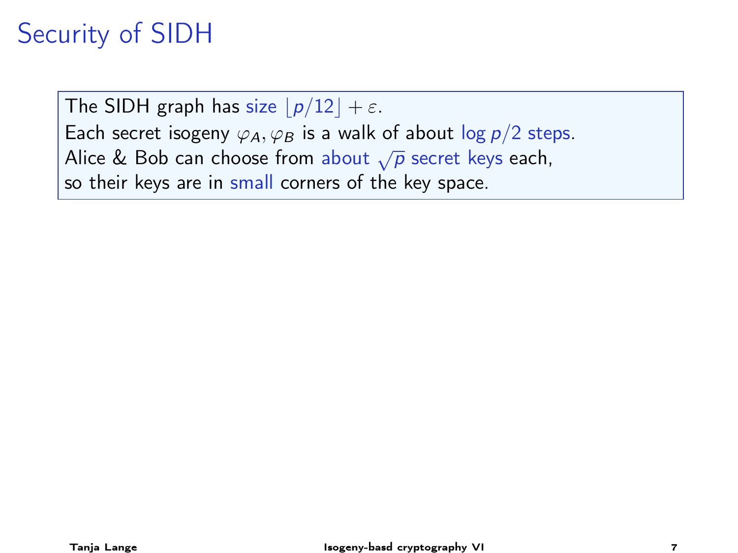# Security of SIDH

The SIDH graph has size $\lfloor p/12 \rfloor + \varepsilon$.
Each secret isogeny $\varphi_A, \varphi_B$ is a walk of about $\log p/2$ steps.
Alice & Bob can choose from about $\sqrt{p}$ secret keys each,
so their keys are in small corners of the key space.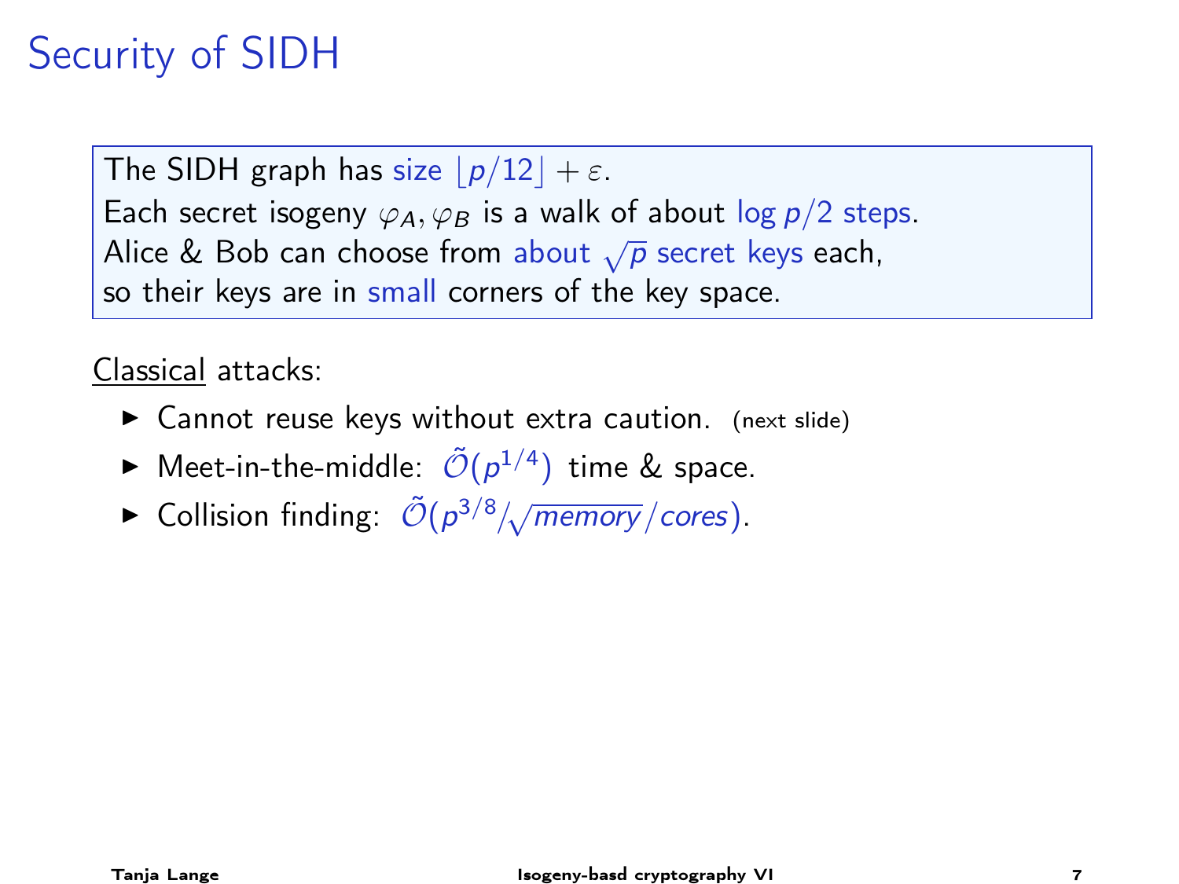# Security of SIDH

The SIDH graph has size $\lfloor p/12 \rfloor + \varepsilon$.
Each secret isogeny $\varphi_A, \varphi_B$ is a walk of about $\log p/2$ steps.
Alice & Bob can choose from about $\sqrt{p}$ secret keys each,
so their keys are in small corners of the key space.

<u>Classical</u> attacks:

- Cannot reuse keys without extra caution. (next slide)
- Meet-in-the-middle: $\tilde{\mathcal{O}}(p^{1/4})$ time & space.
- Collision finding: $\tilde{\mathcal{O}}(p^{3/8}/\sqrt{memory}/cores)$.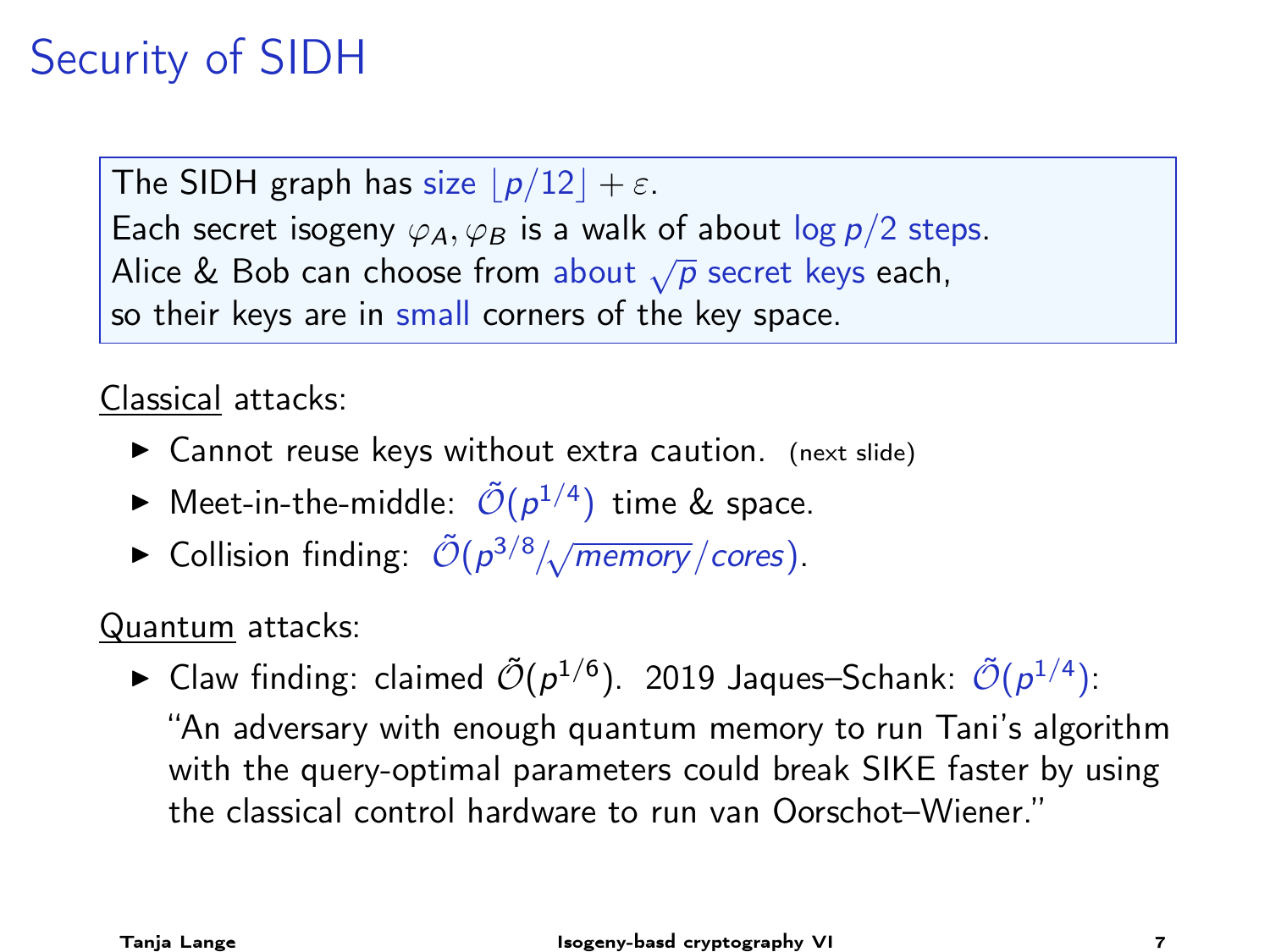# Security of SIDH

The SIDH graph has size $\lfloor p/12 \rfloor + \varepsilon$.
Each secret isogeny $\varphi_A, \varphi_B$ is a walk of about $\log p/2$ steps.
Alice & Bob can choose from about $\sqrt{p}$ secret keys each,
so their keys are in small corners of the key space.

Classical attacks:

- Cannot reuse keys without extra caution. (next slide)
- Meet-in-the-middle: $\tilde{\mathcal{O}}(p^{1/4})$ time & space.
- Collision finding: $\tilde{\mathcal{O}}(p^{3/8}/\sqrt{memory}/cores)$.

Quantum attacks:

- Claw finding: claimed $\tilde{\mathcal{O}}(p^{1/6})$. 2019 Jaques–Schank: $\tilde{\mathcal{O}}(p^{1/4})$:
  "An adversary with enough quantum memory to run Tani's algorithm with the query-optimal parameters could break SIKE faster by using the classical control hardware to run van Oorschot–Wiener."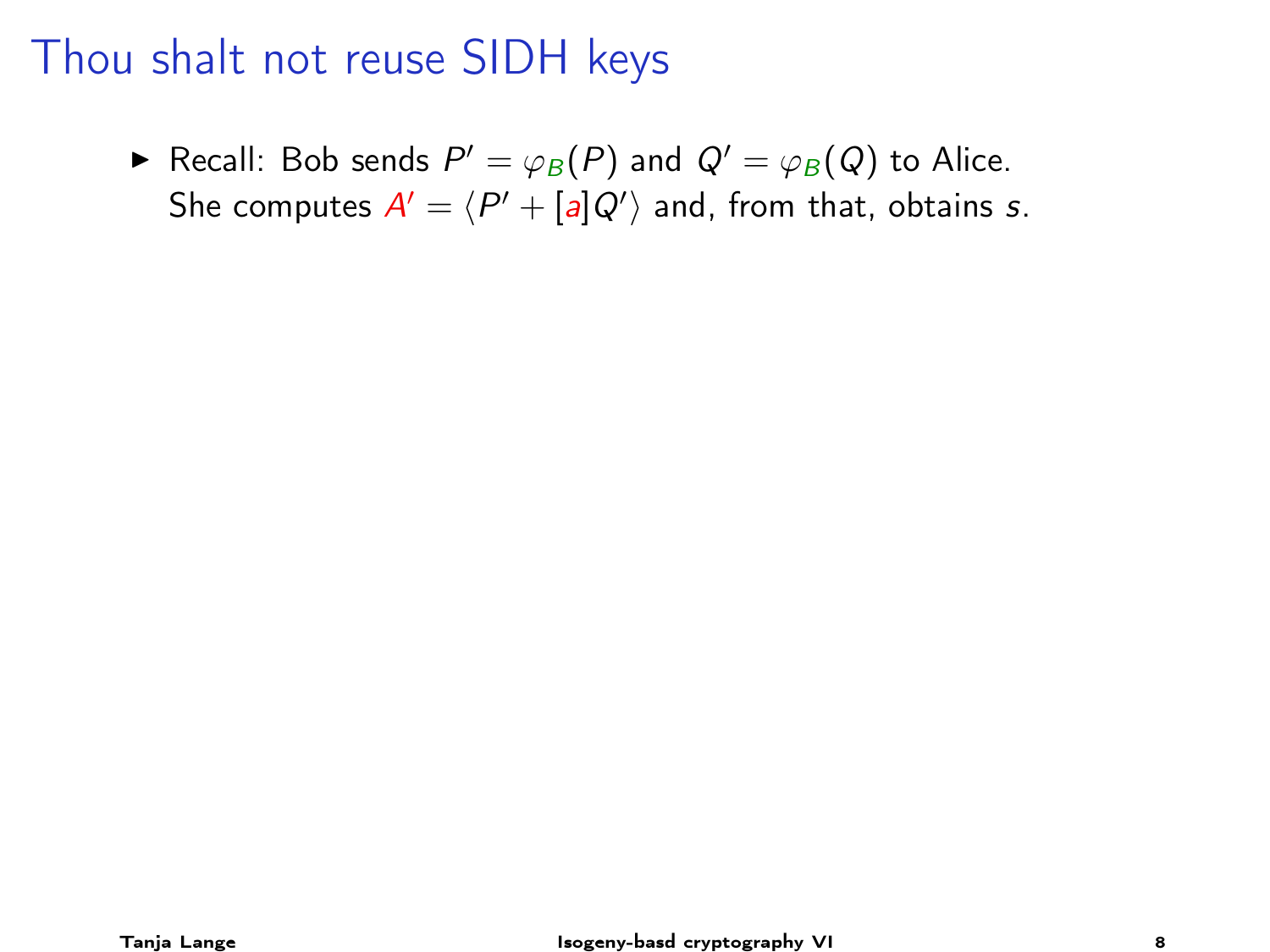# Thou shalt not reuse SIDH keys

- Recall: Bob sends $P' = \varphi_B(P)$ and $Q' = \varphi_B(Q)$ to Alice. She computes $A' = \langle P' + [a]Q' \rangle$ and, from that, obtains $s$.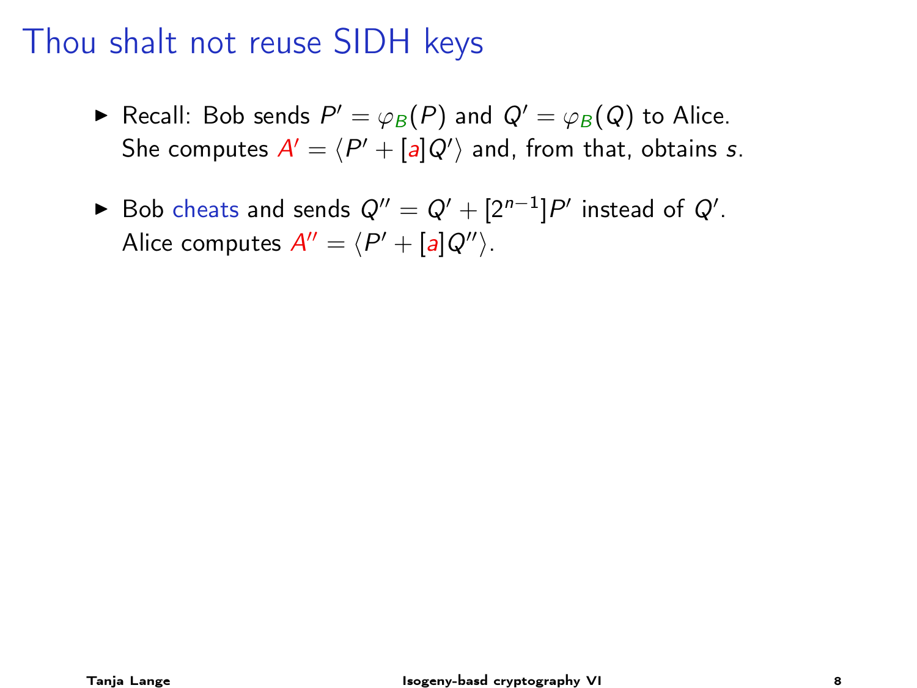# Thou shalt not reuse SIDH keys

- Recall: Bob sends $P' = \varphi_B(P)$ and $Q' = \varphi_B(Q)$ to Alice. She computes $A' = \langle P' + [a]Q' \rangle$ and, from that, obtains $s$.
- Bob cheats and sends $Q'' = Q' + [2^{n-1}]P'$ instead of $Q'$. Alice computes $A'' = \langle P' + [a]Q'' \rangle$.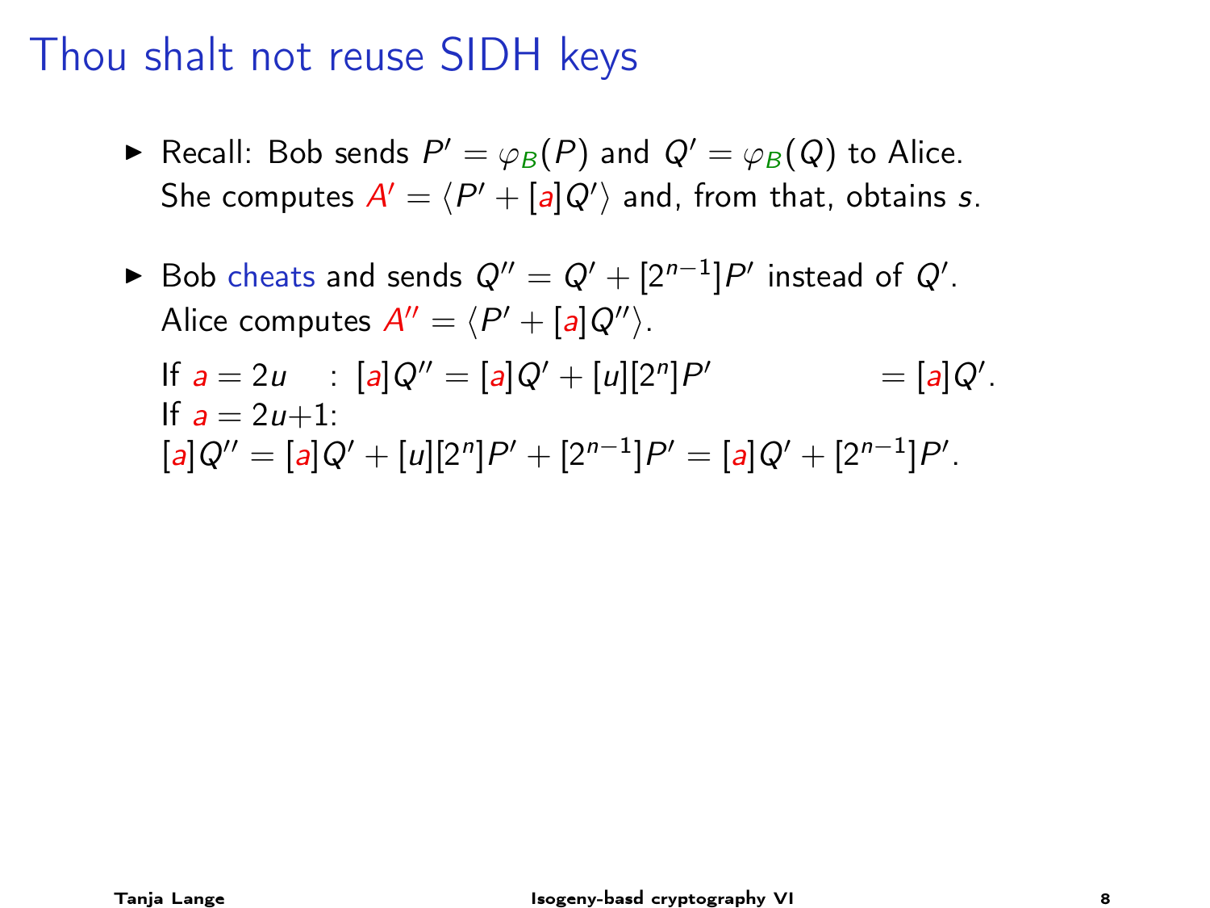# Thou shalt not reuse SIDH keys

- Recall: Bob sends $P' = \varphi_B(P)$ and $Q' = \varphi_B(Q)$ to Alice. She computes $A' = \langle P' + [a]Q' \rangle$ and, from that, obtains $s$.

- Bob cheats and sends $Q'' = Q' + [2^{n-1}]P'$ instead of $Q'$. Alice computes $A'' = \langle P' + [a]Q'' \rangle$.

  If $a = 2u$ : $[a]Q'' = [a]Q' + [u][2^n]P' = [a]Q'$.
  If $a = 2u+1$:
  $[a]Q'' = [a]Q' + [u][2^n]P' + [2^{n-1}]P' = [a]Q' + [2^{n-1}]P'$.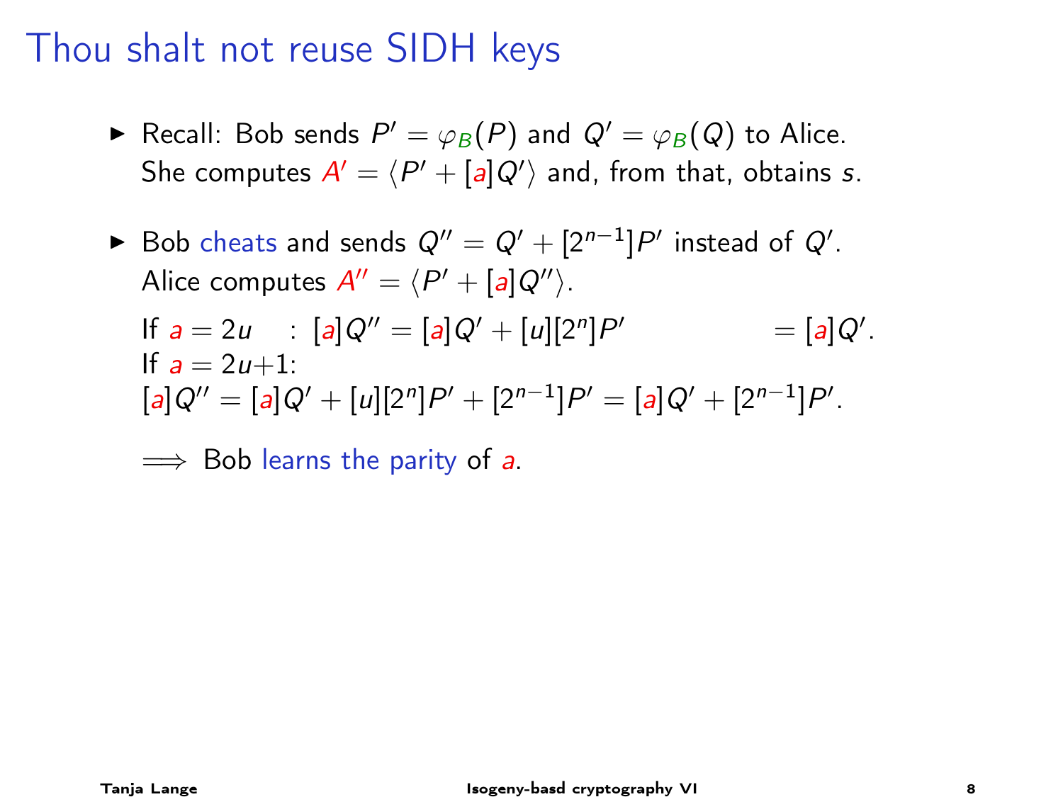# Thou shalt not reuse SIDH keys

- Recall: Bob sends $P' = \varphi_B(P)$ and $Q' = \varphi_B(Q)$ to Alice. She computes $A' = \langle P' + [a]Q' \rangle$ and, from that, obtains $s$.

- Bob cheats and sends $Q'' = Q' + [2^{n-1}]P'$ instead of $Q'$. Alice computes $A'' = \langle P' + [a]Q'' \rangle$.

  If $a = 2u$ : $[a]Q'' = [a]Q' + [u][2^n]P' = [a]Q'$.
  If $a = 2u+1$:
  $[a]Q'' = [a]Q' + [u][2^n]P' + [2^{n-1}]P' = [a]Q' + [2^{n-1}]P'$.

  $\implies$ Bob learns the parity of $a$.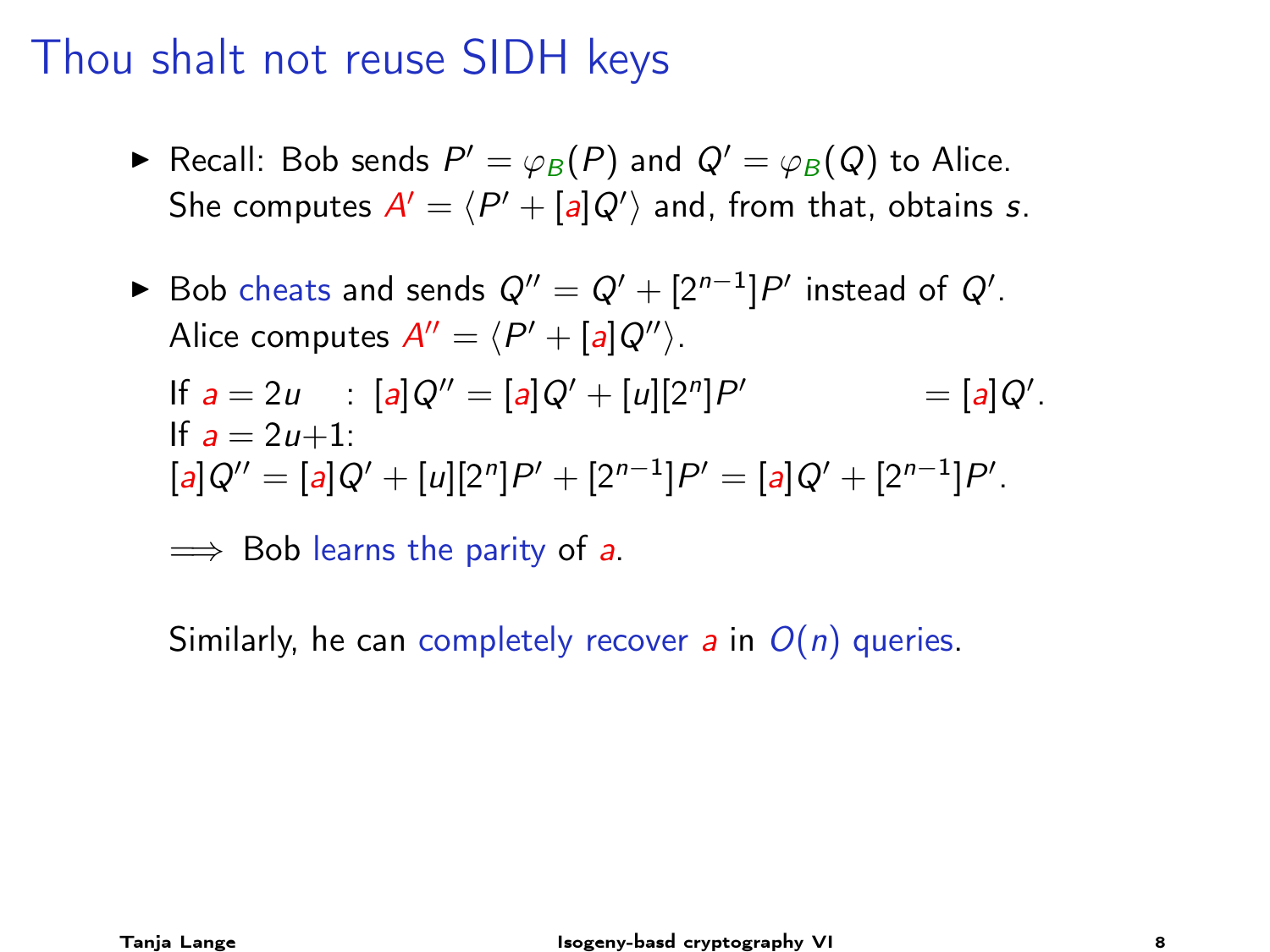# Thou shalt not reuse SIDH keys

- Recall: Bob sends $P' = \varphi_B(P)$ and $Q' = \varphi_B(Q)$ to Alice.
  She computes $A' = \langle P' + [a]Q' \rangle$ and, from that, obtains $s$.

- Bob cheats and sends $Q'' = Q' + [2^{n-1}]P'$ instead of $Q'$.
  Alice computes $A'' = \langle P' + [a]Q'' \rangle$.

  If $a = 2u$ : $[a]Q'' = [a]Q' + [u][2^n]P' = [a]Q'$.
  If $a = 2u+1$:
  $[a]Q'' = [a]Q' + [u][2^n]P' + [2^{n-1}]P' = [a]Q' + [2^{n-1}]P'$.

  $\implies$ Bob learns the parity of $a$.

  Similarly, he can completely recover $a$ in $O(n)$ queries.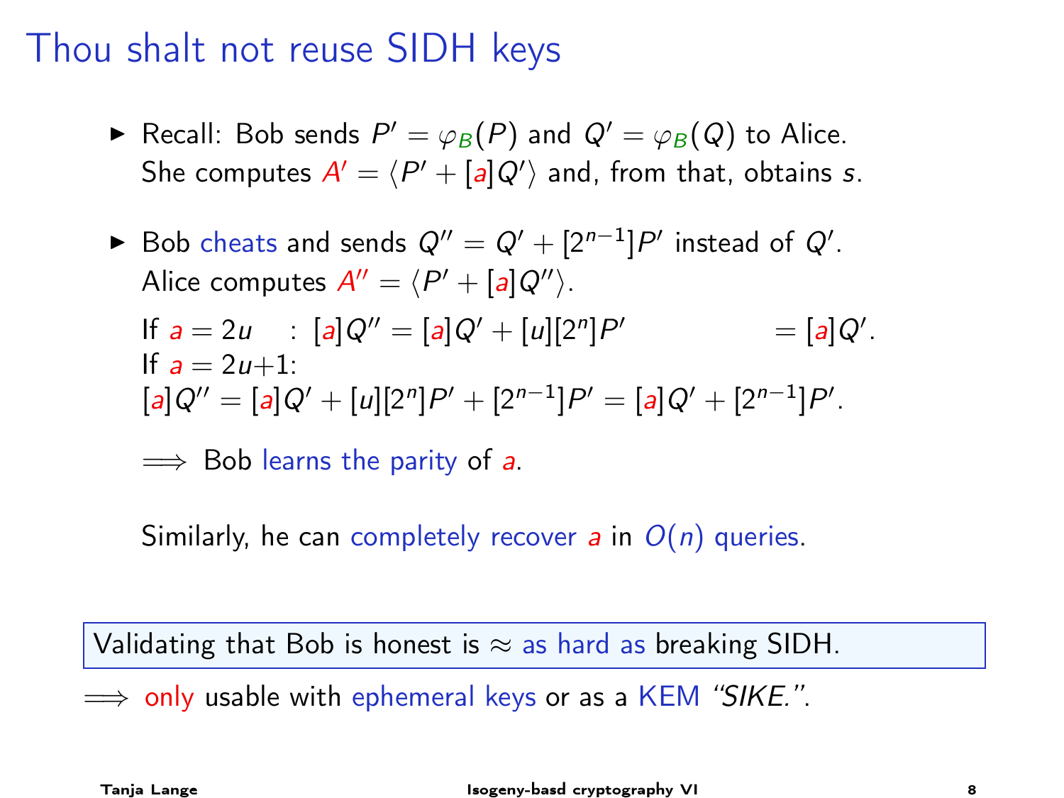# Thou shalt not reuse SIDH keys

- Recall: Bob sends $P' = \varphi_B(P)$ and $Q' = \varphi_B(Q)$ to Alice. She computes $A' = \langle P' + [a]Q' \rangle$ and, from that, obtains $s$.
- Bob cheats and sends $Q'' = Q' + [2^{n-1}]P'$ instead of $Q'$. Alice computes $A'' = \langle P' + [a]Q'' \rangle$.

  If $a = 2u$ : $[a]Q'' = [a]Q' + [u][2^n]P' = [a]Q'$.
  If $a = 2u+1$:
  $[a]Q'' = [a]Q' + [u][2^n]P' + [2^{n-1}]P' = [a]Q' + [2^{n-1}]P'$.

  $\Longrightarrow$ Bob learns the parity of $a$.

  Similarly, he can completely recover $a$ in $O(n)$ queries.

Validating that Bob is honest is $\approx$ as hard as breaking SIDH.

$\Longrightarrow$ only usable with ephemeral keys or as a KEM *"SIKE."*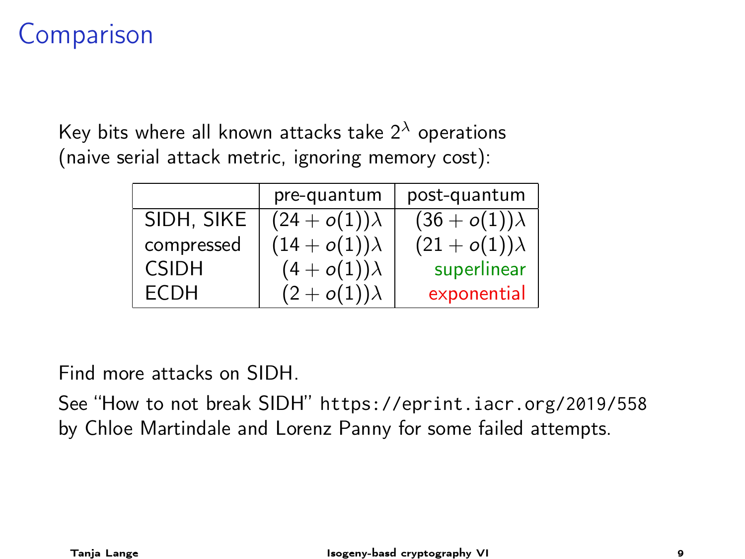# Comparison

Key bits where all known attacks take $2^\lambda$ operations (naive serial attack metric, ignoring memory cost):

| | pre-quantum | post-quantum |
|---|---|---|
| SIDH, SIKE | $(24 + o(1))\lambda$ | $(36 + o(1))\lambda$ |
| compressed | $(14 + o(1))\lambda$ | $(21 + o(1))\lambda$ |
| CSIDH | $(4 + o(1))\lambda$ | superlinear |
| ECDH | $(2 + o(1))\lambda$ | exponential |

Find more attacks on SIDH.

See "How to not break SIDH" https://eprint.iacr.org/2019/558 by Chloe Martindale and Lorenz Panny for some failed attempts.